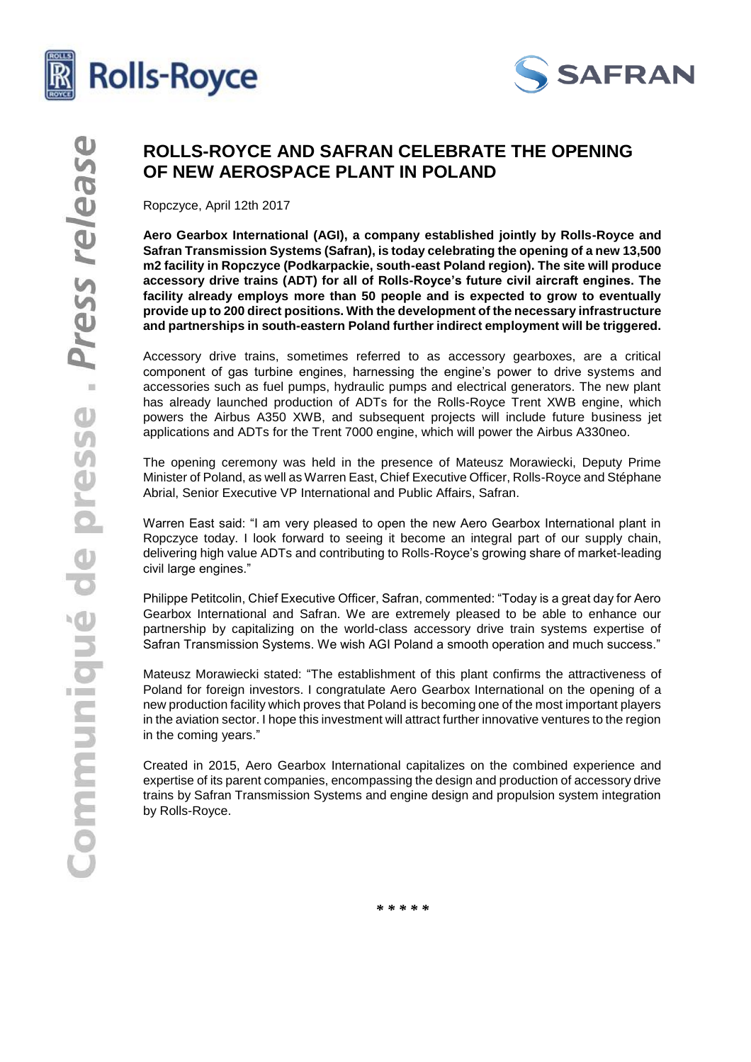# ROLLS-ROYCE AND SAFRAN CELEBRATE THE OPENING OF NEW AEROSPACE PLANT IN POLAND

Ropczyce, April 12th 2017

**Aero Gearbox International (AGI), a company established jointly by Rolls-Royce and Safran Transmission Systems (Safran), is today celebrating the opening of a new 13,500 m2 facility in Ropczyce (Podkarpackie, south-east Poland region). The site will produce accessory drive trains (ADT) for all of Rolls-Royce's future civil aircraft engines. The facility already employs more than 50 people and is expected to grow to eventually provide up to 200 direct positions. With the development of the necessary infrastructure and partnerships in south-eastern Poland further indirect employment will be triggered.**

Accessory drive trains, sometimes referred to as accessory gearboxes, are a critical component of gas turbine engines, harnessing the engine's power to drive systems and accessories such as fuel pumps, hydraulic pumps and electrical generators. The new plant has already launched production of ADTs for the Rolls-Royce Trent XWB engine, which powers the Airbus A350 XWB, and subsequent projects will include future business jet applications and ADTs for the Trent 7000 engine, which will power the Airbus A330neo.

The opening ceremony was held in the presence of Mateusz Morawiecki, Deputy Prime Minister of Poland, as well as Warren East, Chief Executive Officer, Rolls-Royce and Stéphane Abrial, Senior Executive VP International and Public Affairs, Safran.

Warren East said: "I am very pleased to open the new Aero Gearbox International plant in Ropczyce today. I look forward to seeing it become an integral part of our supply chain, delivering high value ADTs and contributing to Rolls-Royce's growing share of market-leading civil large engines."

Philippe Petitcolin, Chief Executive Officer, Safran, commented: "Today is a great day for Aero Gearbox International and Safran. We are extremely pleased to be able to enhance our partnership by capitalizing on the world-class accessory drive train systems expertise of Safran Transmission Systems. We wish AGI Poland a smooth operation and much success."

Mateusz Morawiecki stated: "The establishment of this plant confirms the attractiveness of Poland for foreign investors. I congratulate Aero Gearbox International on the opening of a new production facility which proves that Poland is becoming one of the most important players in the aviation sector. I hope this investment will attract further innovative ventures to the region in the coming years."

Created in 2015, Aero Gearbox International capitalizes on the combined experience and expertise of its parent companies, encompassing the design and production of accessory drive trains by Safran Transmission Systems and engine design and propulsion system integration by Rolls-Royce.

\* \* \* \* \*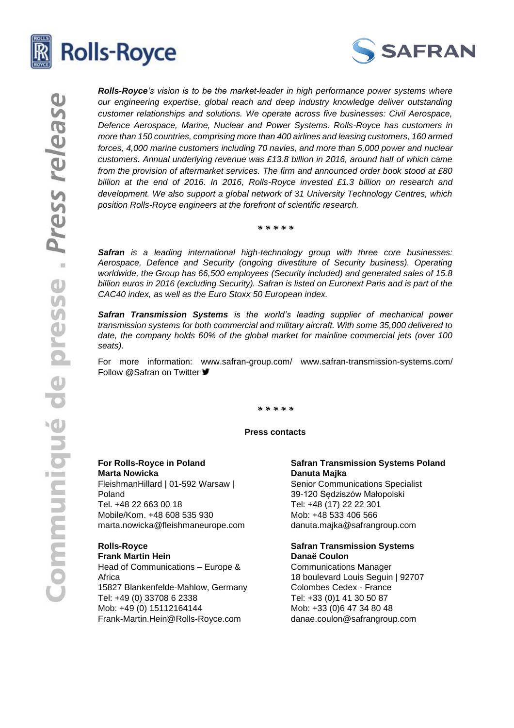***Rolls-Royce****'s vision is to be the market-leader in high performance power systems where our engineering expertise, global reach and deep industry knowledge deliver outstanding customer relationships and solutions. We operate across five businesses: Civil Aerospace, Defence Aerospace, Marine, Nuclear and Power Systems. Rolls-Royce has customers in more than 150 countries, comprising more than 400 airlines and leasing customers, 160 armed forces, 4,000 marine customers including 70 navies, and more than 5,000 power and nuclear customers. Annual underlying revenue was £13.8 billion in 2016, around half of which came from the provision of aftermarket services. The firm and announced order book stood at £80 billion at the end of 2016. In 2016, Rolls-Royce invested £1.3 billion on research and development. We also support a global network of 31 University Technology Centres, which position Rolls-Royce engineers at the forefront of scientific research.*

**\* \* \* \* \***

***Safran*** *is a leading international high-technology group with three core businesses: Aerospace, Defence and Security (ongoing divestiture of Security business). Operating worldwide, the Group has 66,500 employees (Security included) and generated sales of 15.8 billion euros in 2016 (excluding Security). Safran is listed on Euronext Paris and is part of the CAC40 index, as well as the Euro Stoxx 50 European index.*

***Safran Transmission Systems*** *is the world's leading supplier of mechanical power transmission systems for both commercial and military aircraft. With some 35,000 delivered to date, the company holds 60% of the global market for mainline commercial jets (over 100 seats).*

For more information: www.safran-group.com/ www.safran-transmission-systems.com/
Follow @Safran on Twitter

**\* \* \* \* \***

**Press contacts**

**For Rolls-Royce in Poland**
**Marta Nowicka**
FleishmanHillard | 01-592 Warsaw | Poland
Tel. +48 22 663 00 18
Mobile/Kom. +48 608 535 930
marta.nowicka@fleishmaneurope.com

**Rolls-Royce**
**Frank Martin Hein**
Head of Communications – Europe & Africa
15827 Blankenfelde-Mahlow, Germany
Tel: +49 (0) 33708 6 2338
Mob: +49 (0) 15112164144
Frank-Martin.Hein@Rolls-Royce.com

**Safran Transmission Systems Poland**
**Danuta Majka**
Senior Communications Specialist
39-120 Sędziszów Małopolski
Tel: +48 (17) 22 22 301
Mob: +48 533 406 566
danuta.majka@safrangroup.com

**Safran Transmission Systems**
**Danaë Coulon**
Communications Manager
18 boulevard Louis Seguin | 92707 Colombes Cedex - France
Tel: +33 (0)1 41 30 50 87
Mob: +33 (0)6 47 34 80 48
danae.coulon@safrangroup.com